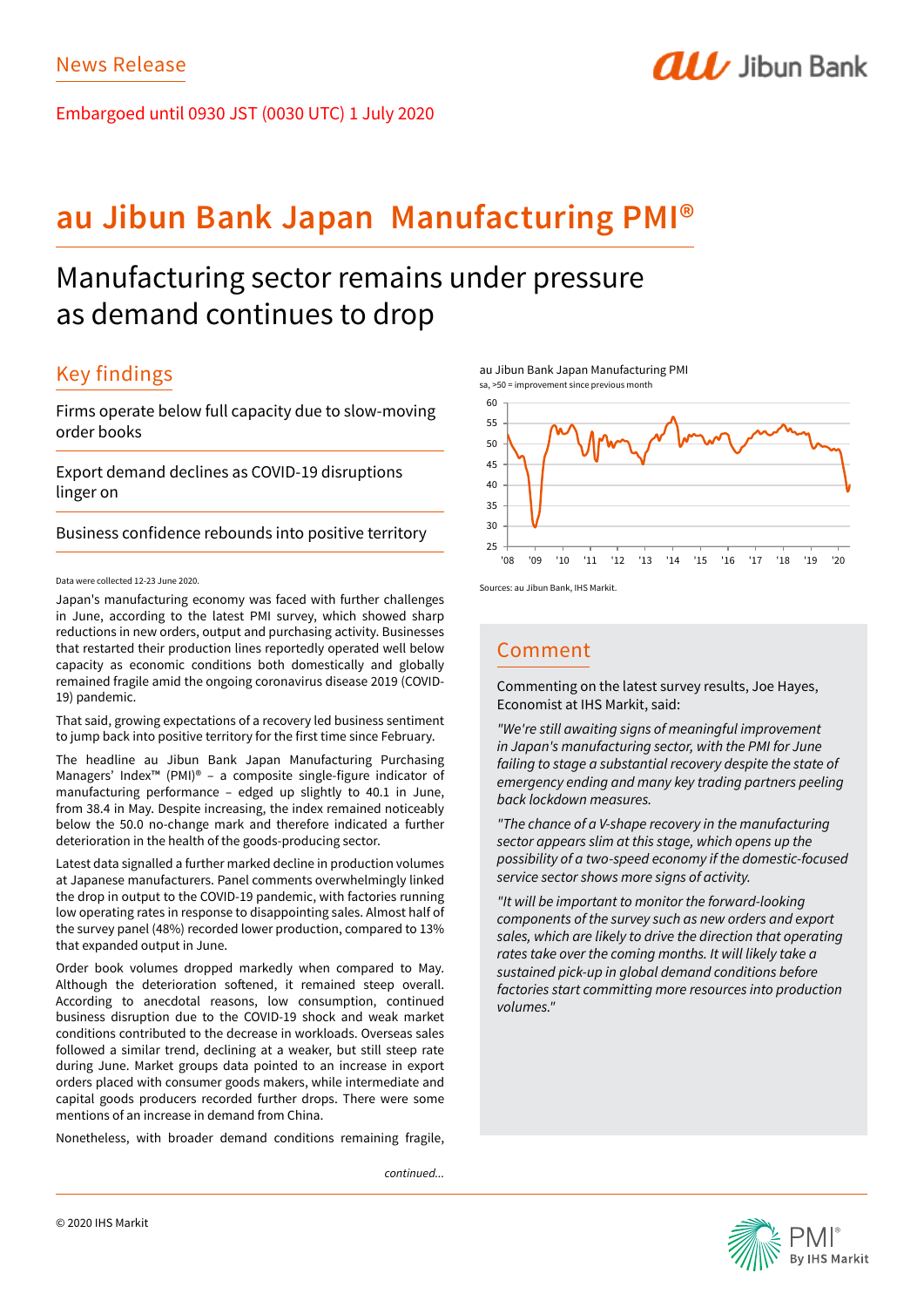News Release

Embargoed until 0930 JST (0030 UTC) 1 July 2020

# au Jibun Bank Japan Manufacturing PMI®

## Manufacturing sector remains under pressure as demand continues to drop

### Key findings

Firms operate below full capacity due to slow-moving order books

Export demand declines as COVID-19 disruptions linger on

Business confidence rebounds into positive territory

Data were collected 12-23 June 2020.

Japan's manufacturing economy was faced with further challenges in June, according to the latest PMI survey, which showed sharp reductions in new orders, output and purchasing activity. Businesses that restarted their production lines reportedly operated well below capacity as economic conditions both domestically and globally remained fragile amid the ongoing coronavirus disease 2019 (COVID-19) pandemic.

That said, growing expectations of a recovery led business sentiment to jump back into positive territory for the first time since February.

The headline au Jibun Bank Japan Manufacturing Purchasing Managers' Index™ (PMI)® – a composite single-figure indicator of manufacturing performance – edged up slightly to 40.1 in June, from 38.4 in May. Despite increasing, the index remained noticeably below the 50.0 no-change mark and therefore indicated a further deterioration in the health of the goods-producing sector.

Latest data signalled a further marked decline in production volumes at Japanese manufacturers. Panel comments overwhelmingly linked the drop in output to the COVID-19 pandemic, with factories running low operating rates in response to disappointing sales. Almost half of the survey panel (48%) recorded lower production, compared to 13% that expanded output in June.

Order book volumes dropped markedly when compared to May. Although the deterioration softened, it remained steep overall. According to anecdotal reasons, low consumption, continued business disruption due to the COVID-19 shock and weak market conditions contributed to the decrease in workloads. Overseas sales followed a similar trend, declining at a weaker, but still steep rate during June. Market groups data pointed to an increase in export orders placed with consumer goods makers, while intermediate and capital goods producers recorded further drops. There were some mentions of an increase in demand from China.

Nonetheless, with broader demand conditions remaining fragile,

*continued...*

au Jibun Bank Japan Manufacturing PMI
sa, >50 = improvement since previous month

Sources: au Jibun Bank, IHS Markit.

### Comment

Commenting on the latest survey results, Joe Hayes, Economist at IHS Markit, said:

*"We're still awaiting signs of meaningful improvement in Japan's manufacturing sector, with the PMI for June failing to stage a substantial recovery despite the state of emergency ending and many key trading partners peeling back lockdown measures.*

*"The chance of a V-shape recovery in the manufacturing sector appears slim at this stage, which opens up the possibility of a two-speed economy if the domestic-focused service sector shows more signs of activity.*

*"It will be important to monitor the forward-looking components of the survey such as new orders and export sales, which are likely to drive the direction that operating rates take over the coming months. It will likely take a sustained pick-up in global demand conditions before factories start committing more resources into production volumes."*

© 2020 IHS Markit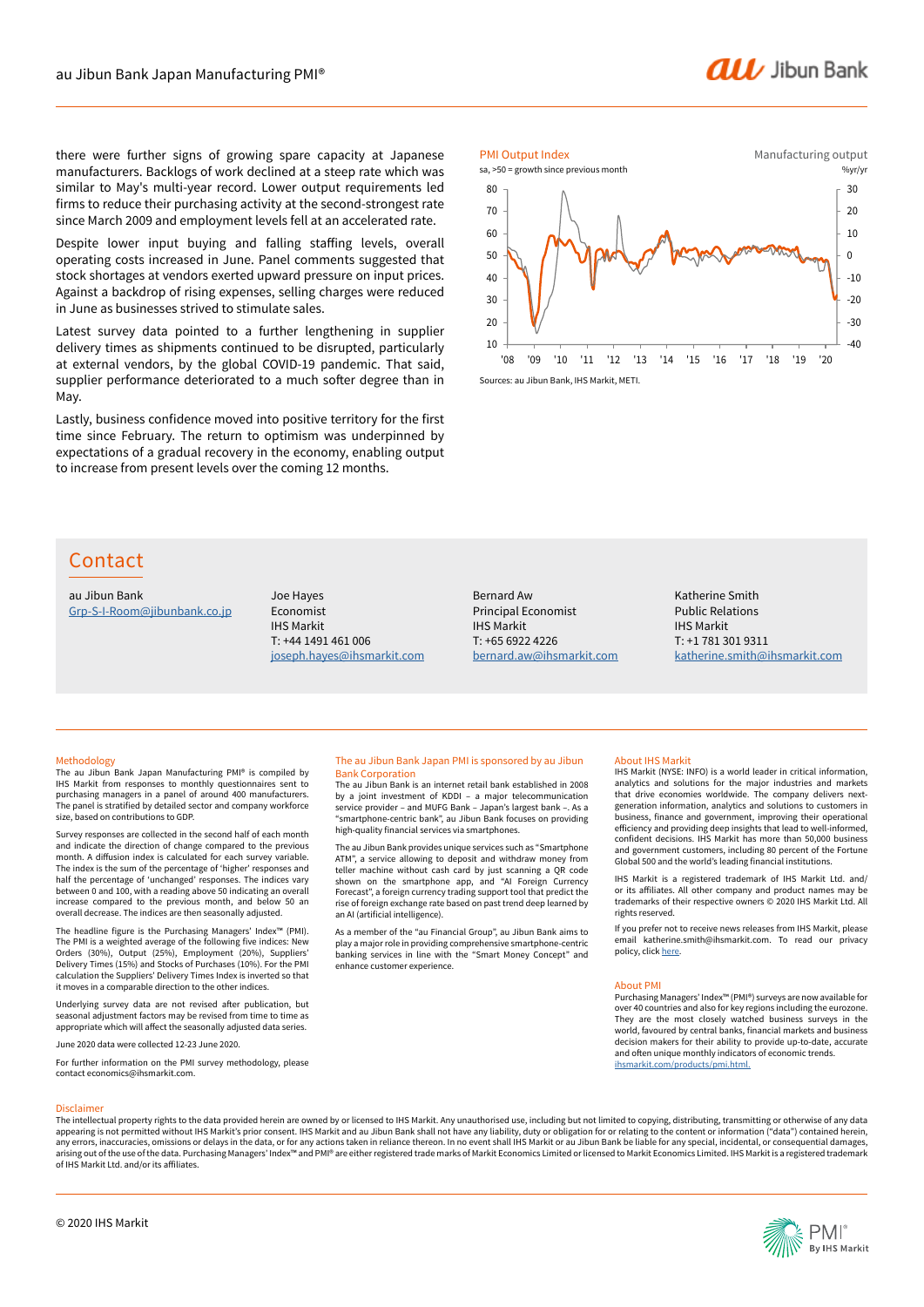there were further signs of growing spare capacity at Japanese manufacturers. Backlogs of work declined at a steep rate which was similar to May's multi-year record. Lower output requirements led firms to reduce their purchasing activity at the second-strongest rate since March 2009 and employment levels fell at an accelerated rate.

Despite lower input buying and falling staffing levels, overall operating costs increased in June. Panel comments suggested that stock shortages at vendors exerted upward pressure on input prices. Against a backdrop of rising expenses, selling charges were reduced in June as businesses strived to stimulate sales.

Latest survey data pointed to a further lengthening in supplier delivery times as shipments continued to be disrupted, particularly at external vendors, by the global COVID-19 pandemic. That said, supplier performance deteriorated to a much softer degree than in May.

Lastly, business confidence moved into positive territory for the first time since February. The return to optimism was underpinned by expectations of a gradual recovery in the economy, enabling output to increase from present levels over the coming 12 months.

PMI Output Index
sa, >50 = growth since previous month

Manufacturing output
%yr/yr

80
70
60
50
40
30
20
10

30
20
10
0
-10
-20
-30
-40

'08 '09 '10 '11 '12 '13 '14 '15 '16 '17 '18 '19 '20

Sources: au Jibun Bank, IHS Markit, METI.

## Contact

au Jibun Bank
Grp-S-I-Room@jibunbank.co.jp

Joe Hayes
Economist
IHS Markit
T: +44 1491 461 006
joseph.hayes@ihsmarkit.com

Bernard Aw
Principal Economist
IHS Markit
T: +65 6922 4226
bernard.aw@ihsmarkit.com

Katherine Smith
Public Relations
IHS Markit
T: +1 781 301 9311
katherine.smith@ihsmarkit.com

### Methodology

The au Jibun Bank Japan Manufacturing PMI® is compiled by IHS Markit from responses to monthly questionnaires sent to purchasing managers in a panel of around 400 manufacturers. The panel is stratified by detailed sector and company workforce size, based on contributions to GDP.

Survey responses are collected in the second half of each month and indicate the direction of change compared to the previous month. A diffusion index is calculated for each survey variable. The index is the sum of the percentage of 'higher' responses and half the percentage of 'unchanged' responses. The indices vary between 0 and 100, with a reading above 50 indicating an overall increase compared to the previous month, and below 50 an overall decrease. The indices are then seasonally adjusted.

The headline figure is the Purchasing Managers' Index™ (PMI). The PMI is a weighted average of the following five indices: New Orders (30%), Output (25%), Employment (20%), Suppliers' Delivery Times (15%) and Stocks of Purchases (10%). For the PMI calculation the Suppliers' Delivery Times Index is inverted so that it moves in a comparable direction to the other indices.

Underlying survey data are not revised after publication, but seasonal adjustment factors may be revised from time to time as appropriate which will affect the seasonally adjusted data series.

June 2020 data were collected 12-23 June 2020.

For further information on the PMI survey methodology, please contact economics@ihsmarkit.com.

### The au Jibun Bank Japan PMI is sponsored by au Jibun Bank Corporation

The au Jibun Bank is an internet retail bank established in 2008 by a joint investment of KDDI – a major telecommunication service provider – and MUFG Bank – Japan's largest bank –. As a "smartphone-centric bank", au Jibun Bank focuses on providing high-quality financial services via smartphones.

The au Jibun Bank provides unique services such as "Smartphone ATM", a service allowing to deposit and withdraw money from teller machine without cash card by just scanning a QR code shown on the smartphone app, and "AI Foreign Currency Forecast", a foreign currency trading support tool that predict the rise of foreign exchange rate based on past trend deep learned by an AI (artificial intelligence).

As a member of the "au Financial Group", au Jibun Bank aims to play a major role in providing comprehensive smartphone-centric banking services in line with the "Smart Money Concept" and enhance customer experience.

### About IHS Markit

IHS Markit (NYSE: INFO) is a world leader in critical information, analytics and solutions for the major industries and markets that drive economies worldwide. The company delivers next-generation information, analytics and solutions to customers in business, finance and government, improving their operational efficiency and providing deep insights that lead to well-informed, confident decisions. IHS Markit has more than 50,000 business and government customers, including 80 percent of the Fortune Global 500 and the world's leading financial institutions.

IHS Markit is a registered trademark of IHS Markit Ltd. and/or its affiliates. All other company and product names may be trademarks of their respective owners © 2020 IHS Markit Ltd. All rights reserved.

If you prefer not to receive news releases from IHS Markit, please email katherine.smith@ihsmarkit.com. To read our privacy policy, click here.

### About PMI

Purchasing Managers' Index™ (PMI®) surveys are now available for over 40 countries and also for key regions including the eurozone. They are the most closely watched business surveys in the world, favoured by central banks, financial markets and business decision makers for their ability to provide up-to-date, accurate and often unique monthly indicators of economic trends.
ihsmarkit.com/products/pmi.html.

### Disclaimer

The intellectual property rights to the data provided herein are owned by or licensed to IHS Markit. Any unauthorised use, including but not limited to copying, distributing, transmitting or otherwise of any data appearing is not permitted without IHS Markit's prior consent. IHS Markit and au Jibun Bank shall not have any liability, duty or obligation for or relating to the content or information ("data") contained herein, any errors, inaccuracies, omissions or delays in the data, or for any actions taken in reliance thereon. In no event shall IHS Markit or au Jibun Bank be liable for any special, incidental, or consequential damages, arising out of the use of the data. Purchasing Managers' Index™ and PMI® are either registered trade marks of Markit Economics Limited or licensed to Markit Economics Ltd. IHS Markit is a registered trademark of IHS Markit Ltd. and/or its affiliates.

© 2020 IHS Markit